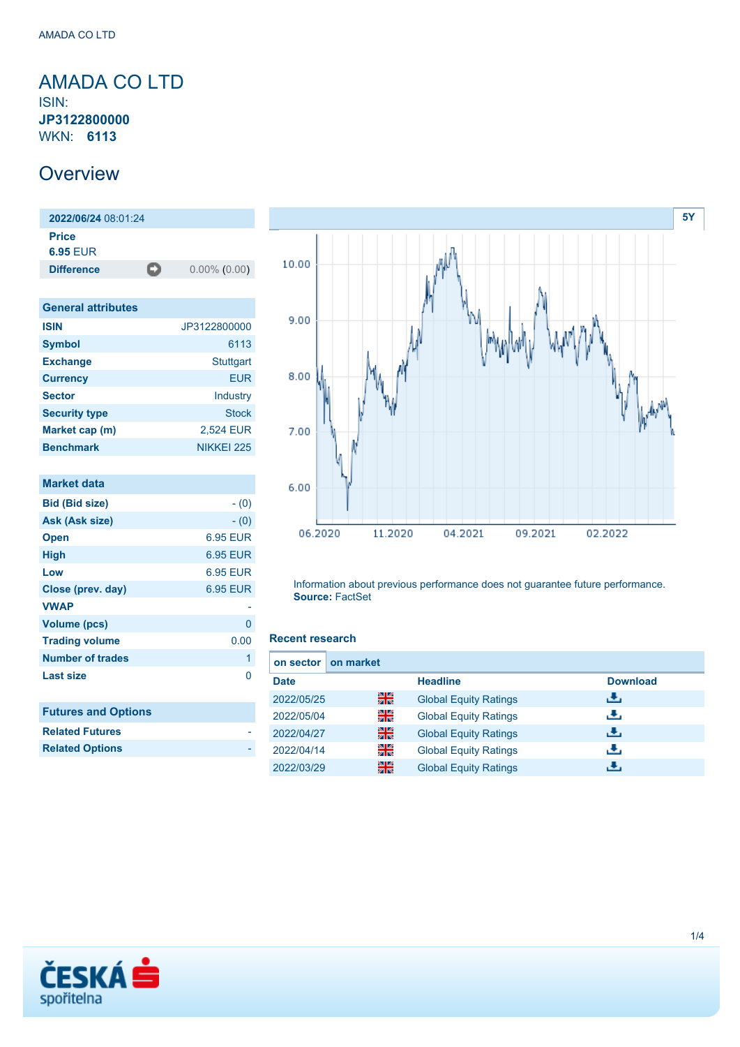# AMADA CO LTD

ISIN: **JP3122800000**

WKN: **6113**

## Overview

| **2022/06/24** 08:01:24 | |
|---|---|
| **Price** | |
| **6.95** EUR | |
| **Difference** | 0.00% (0.00) |

### General attributes

| | |
|---|---|
| **ISIN** | JP3122800000 |
| **Symbol** | 6113 |
| **Exchange** | Stuttgart |
| **Currency** | EUR |
| **Sector** | Industry |
| **Security type** | Stock |
| **Market cap (m)** | 2,524 EUR |
| **Benchmark** | NIKKEI 225 |

### Market data

| | |
|---|---|
| **Bid (Bid size)** | - (0) |
| **Ask (Ask size)** | - (0) |
| **Open** | 6.95 EUR |
| **High** | 6.95 EUR |
| **Low** | 6.95 EUR |
| **Close (prev. day)** | 6.95 EUR |
| **VWAP** | - |
| **Volume (pcs)** | 0 |
| **Trading volume** | 0.00 |
| **Number of trades** | 1 |
| **Last size** | 0 |

### Futures and Options

| | |
|---|---|
| **Related Futures** | - |
| **Related Options** | - |

5Y

Information about previous performance does not guarantee future performance.
**Source:** FactSet

### Recent research

on sector | on market

| Date | | Headline | Download |
|---|---|---|---|
| 2022/05/25 | | Global Equity Ratings | |
| 2022/05/04 | | Global Equity Ratings | |
| 2022/04/27 | | Global Equity Ratings | |
| 2022/04/14 | | Global Equity Ratings | |
| 2022/03/29 | | Global Equity Ratings | |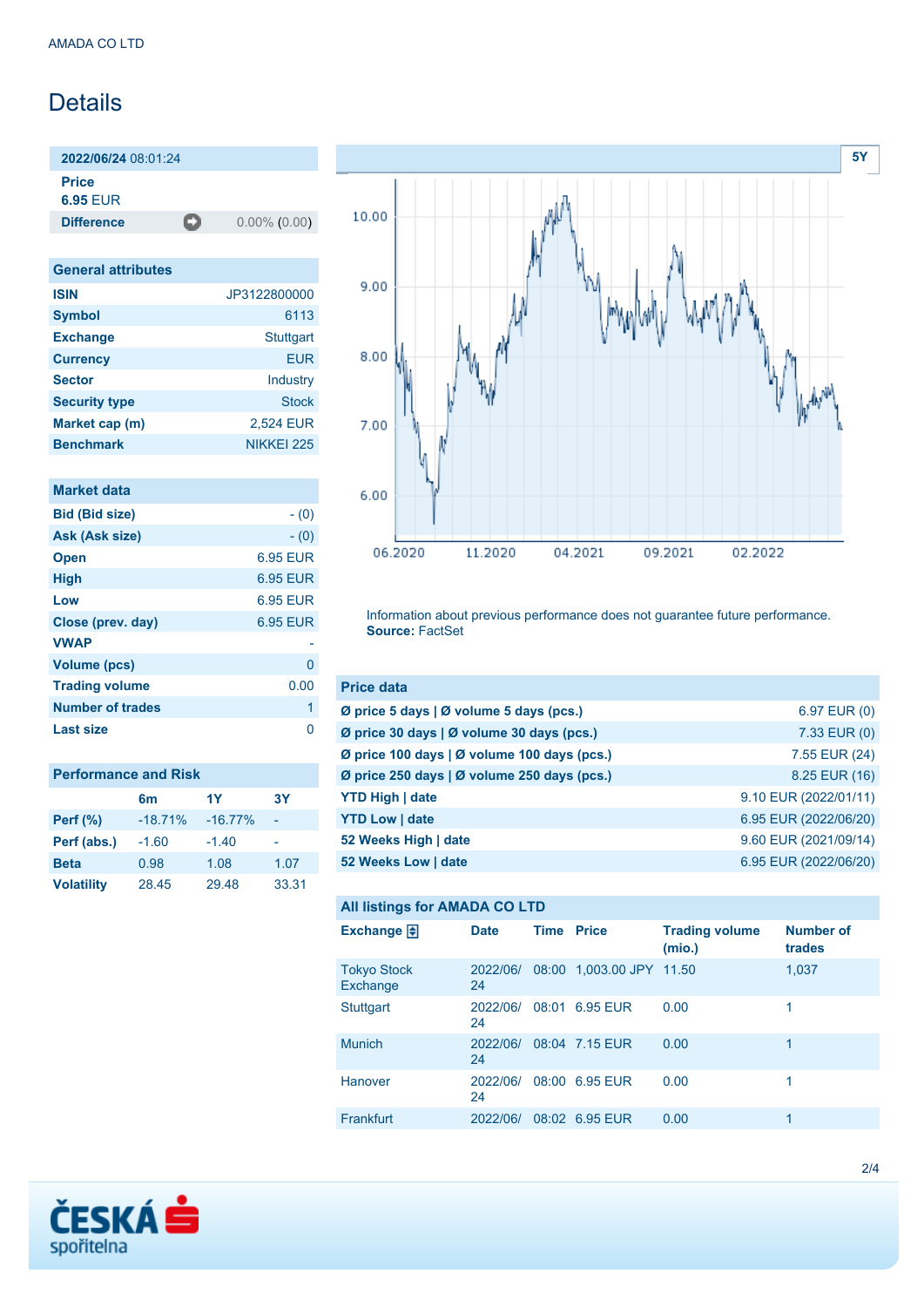# Details

**2022/06/24** 08:01:24

**Price**
**6.95** EUR

| **Difference** | 0.00% (0.00) |
|---|---|

## General attributes

| | |
|---|---|
| **ISIN** | JP3122800000 |
| **Symbol** | 6113 |
| **Exchange** | Stuttgart |
| **Currency** | EUR |
| **Sector** | Industry |
| **Security type** | Stock |
| **Market cap (m)** | 2,524 EUR |
| **Benchmark** | NIKKEI 225 |

## Market data

| | |
|---|---|
| **Bid (Bid size)** | - (0) |
| **Ask (Ask size)** | - (0) |
| **Open** | 6.95 EUR |
| **High** | 6.95 EUR |
| **Low** | 6.95 EUR |
| **Close (prev. day)** | 6.95 EUR |
| **VWAP** | - |
| **Volume (pcs)** | 0 |
| **Trading volume** | 0.00 |
| **Number of trades** | 1 |
| **Last size** | 0 |

## Performance and Risk

| | 6m | 1Y | 3Y |
|---|---|---|---|
| **Perf (%)** | -18.71% | -16.77% | - |
| **Perf (abs.)** | -1.60 | -1.40 | - |
| **Beta** | 0.98 | 1.08 | 1.07 |
| **Volatility** | 28.45 | 29.48 | 33.31 |

Information about previous performance does not guarantee future performance.
**Source:** FactSet

## Price data

| | |
|---|---|
| **Ø price 5 days \| Ø volume 5 days (pcs.)** | 6.97 EUR (0) |
| **Ø price 30 days \| Ø volume 30 days (pcs.)** | 7.33 EUR (0) |
| **Ø price 100 days \| Ø volume 100 days (pcs.)** | 7.55 EUR (24) |
| **Ø price 250 days \| Ø volume 250 days (pcs.)** | 8.25 EUR (16) |
| **YTD High \| date** | 9.10 EUR (2022/01/11) |
| **YTD Low \| date** | 6.95 EUR (2022/06/20) |
| **52 Weeks High \| date** | 9.60 EUR (2021/09/14) |
| **52 Weeks Low \| date** | 6.95 EUR (2022/06/20) |

## All listings for AMADA CO LTD

| Exchange | Date | Time | Price | Trading volume (mio.) | Number of trades |
|---|---|---|---|---|---|
| Tokyo Stock Exchange | 2022/06/24 | 08:00 | 1,003.00 JPY | 11.50 | 1,037 |
| Stuttgart | 2022/06/24 | 08:01 | 6.95 EUR | 0.00 | 1 |
| Munich | 2022/06/24 | 08:04 | 7.15 EUR | 0.00 | 1 |
| Hanover | 2022/06/24 | 08:00 | 6.95 EUR | 0.00 | 1 |
| Frankfurt | 2022/06/ | 08:02 | 6.95 EUR | 0.00 | 1 |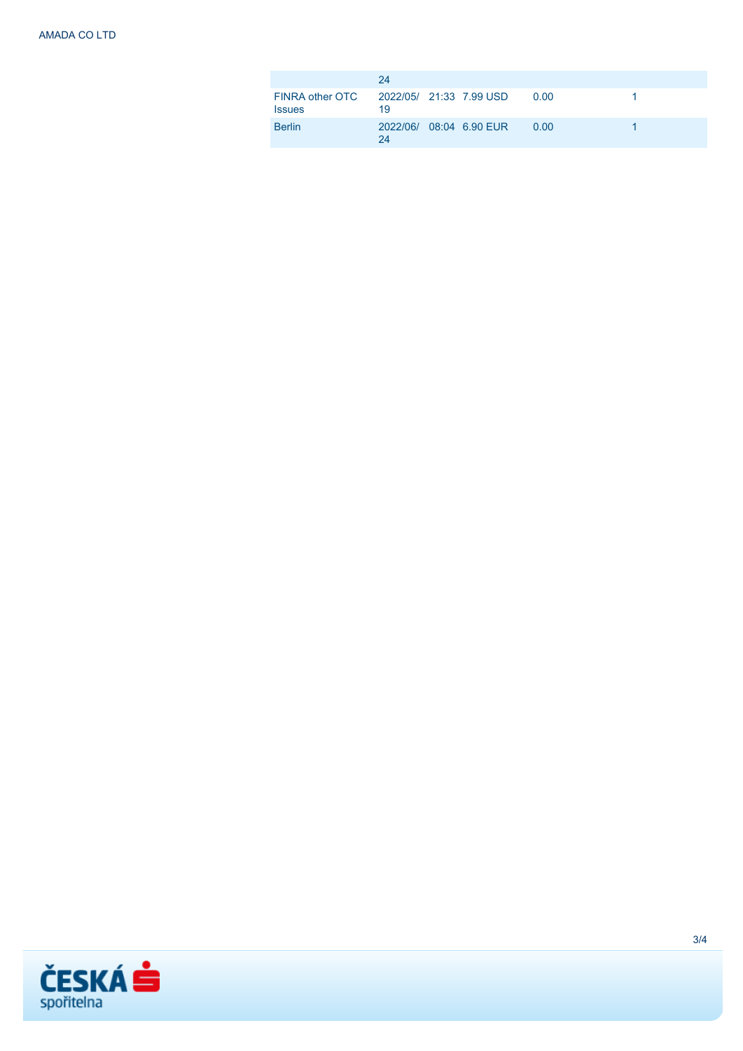|  | 24 |  |  |  |  |
|---|---|---|---|---|---|
| FINRA other OTC Issues | 2022/05/19 | 21:33 | 7.99 USD | 0.00 | 1 |
| Berlin | 2022/06/24 | 08:04 | 6.90 EUR | 0.00 | 1 |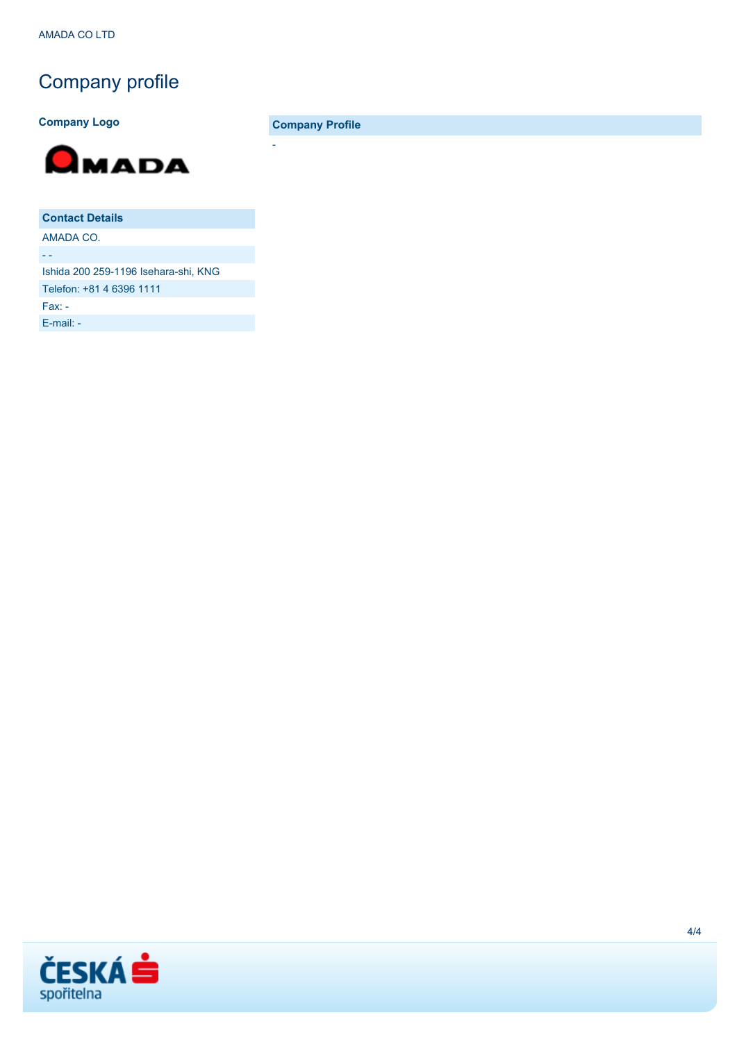# Company profile

**Company Logo**

**Contact Details**

AMADA CO.

- -

Ishida 200 259-1196 Isehara-shi, KNG

Telefon: +81 4 6396 1111

Fax: -

E-mail: -

**Company Profile**

-